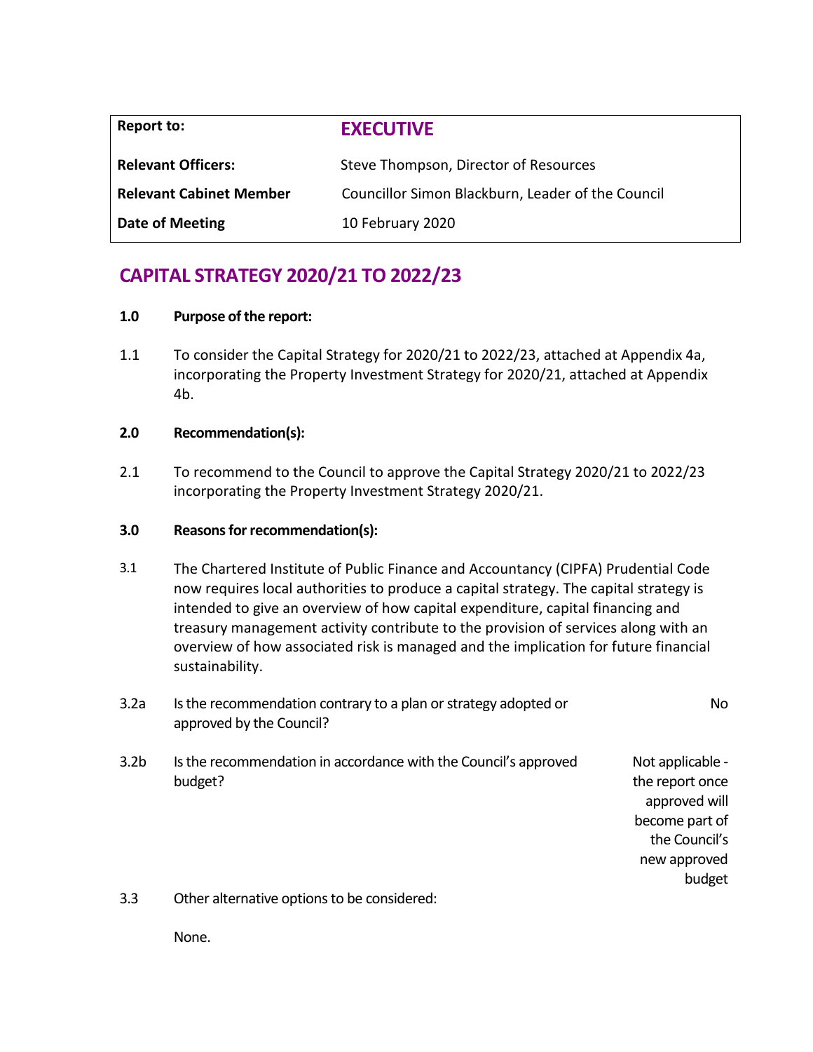| Report to: | **EXECUTIVE** |
|---|---|
| **Relevant Officers:** | Steve Thompson, Director of Resources |
| **Relevant Cabinet Member** | Councillor Simon Blackburn, Leader of the Council |
| **Date of Meeting** | 10 February 2020 |

# CAPITAL STRATEGY 2020/21 TO 2022/23

**1.0 Purpose of the report:**

1.1 To consider the Capital Strategy for 2020/21 to 2022/23, attached at Appendix 4a, incorporating the Property Investment Strategy for 2020/21, attached at Appendix 4b.

**2.0 Recommendation(s):**

2.1 To recommend to the Council to approve the Capital Strategy 2020/21 to 2022/23 incorporating the Property Investment Strategy 2020/21.

**3.0 Reasons for recommendation(s):**

3.1 The Chartered Institute of Public Finance and Accountancy (CIPFA) Prudential Code now requires local authorities to produce a capital strategy. The capital strategy is intended to give an overview of how capital expenditure, capital financing and treasury management activity contribute to the provision of services along with an overview of how associated risk is managed and the implication for future financial sustainability.

3.2a Is the recommendation contrary to a plan or strategy adopted or approved by the Council? — No

3.2b Is the recommendation in accordance with the Council's approved budget? — Not applicable - the report once approved will become part of the Council's new approved budget

3.3 Other alternative options to be considered:

None.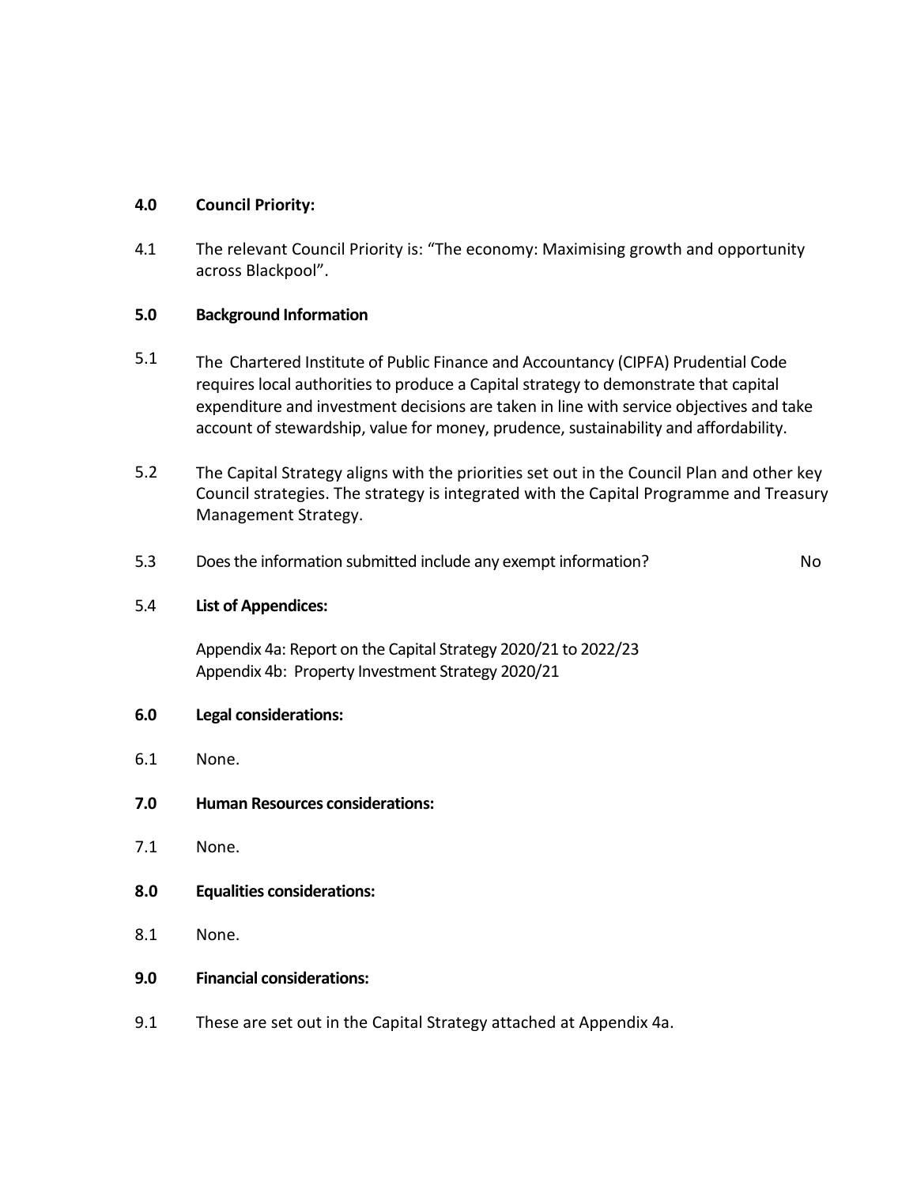**4.0 Council Priority:**

4.1 The relevant Council Priority is: "The economy: Maximising growth and opportunity across Blackpool".

**5.0 Background Information**

5.1 The Chartered Institute of Public Finance and Accountancy (CIPFA) Prudential Code requires local authorities to produce a Capital strategy to demonstrate that capital expenditure and investment decisions are taken in line with service objectives and take account of stewardship, value for money, prudence, sustainability and affordability.

5.2 The Capital Strategy aligns with the priorities set out in the Council Plan and other key Council strategies. The strategy is integrated with the Capital Programme and Treasury Management Strategy.

5.3 Does the information submitted include any exempt information? No

5.4 **List of Appendices:**

Appendix 4a: Report on the Capital Strategy 2020/21 to 2022/23
Appendix 4b: Property Investment Strategy 2020/21

**6.0 Legal considerations:**

6.1 None.

**7.0 Human Resources considerations:**

7.1 None.

**8.0 Equalities considerations:**

8.1 None.

**9.0 Financial considerations:**

9.1 These are set out in the Capital Strategy attached at Appendix 4a.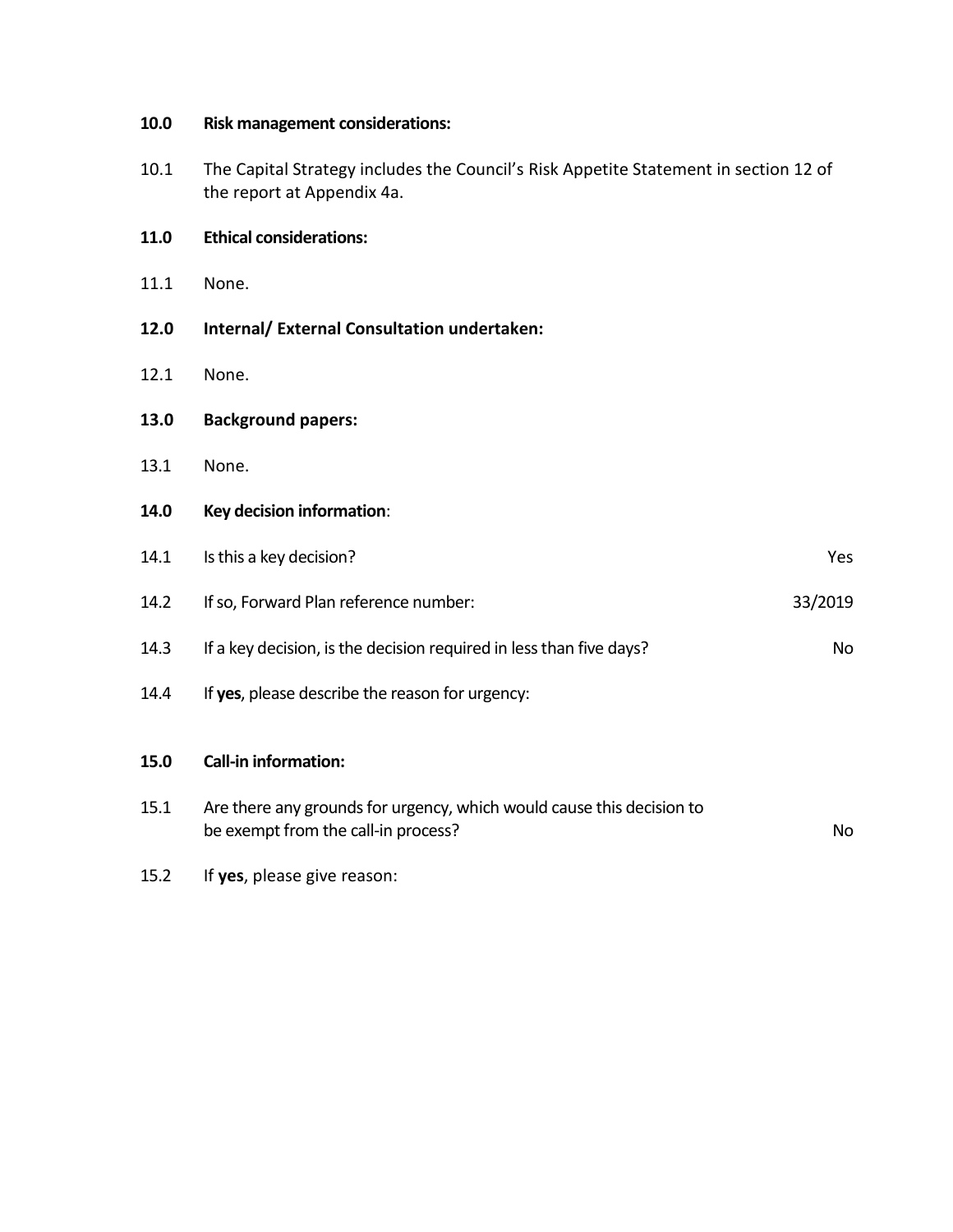**10.0 Risk management considerations:**

10.1 The Capital Strategy includes the Council's Risk Appetite Statement in section 12 of the report at Appendix 4a.

**11.0 Ethical considerations:**

11.1 None.

**12.0 Internal/ External Consultation undertaken:**

12.1 None.

**13.0 Background papers:**

13.1 None.

**14.0 Key decision information**:

| | | |
|---|---|---|
| 14.1 | Is this a key decision? | Yes |
| 14.2 | If so, Forward Plan reference number: | 33/2019 |
| 14.3 | If a key decision, is the decision required in less than five days? | No |
| 14.4 | If **yes**, please describe the reason for urgency: | |

**15.0 Call-in information:**

| | | |
|---|---|---|
| 15.1 | Are there any grounds for urgency, which would cause this decision to be exempt from the call-in process? | No |
| 15.2 | If **yes**, please give reason: | |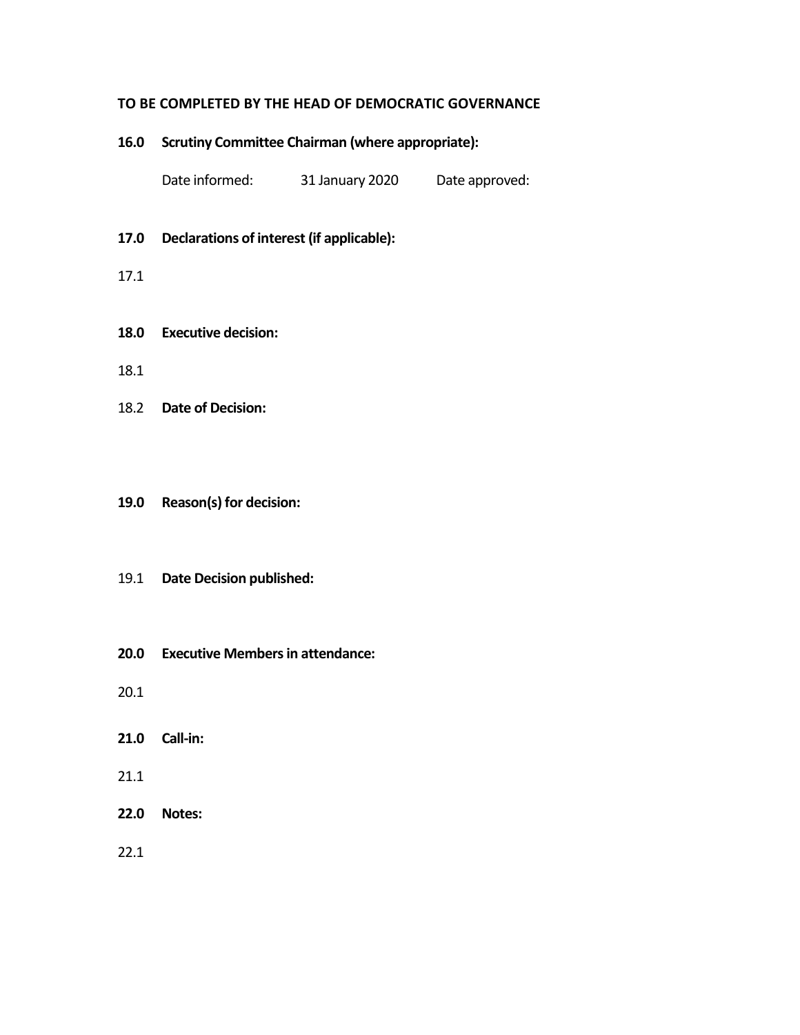**TO BE COMPLETED BY THE HEAD OF DEMOCRATIC GOVERNANCE**

**16.0 Scrutiny Committee Chairman (where appropriate):**

Date informed: 31 January 2020 Date approved:

**17.0 Declarations of interest (if applicable):**

17.1

**18.0 Executive decision:**

18.1

18.2 **Date of Decision:**

**19.0 Reason(s) for decision:**

19.1 **Date Decision published:**

**20.0 Executive Members in attendance:**

20.1

**21.0 Call-in:**

21.1

**22.0 Notes:**

22.1